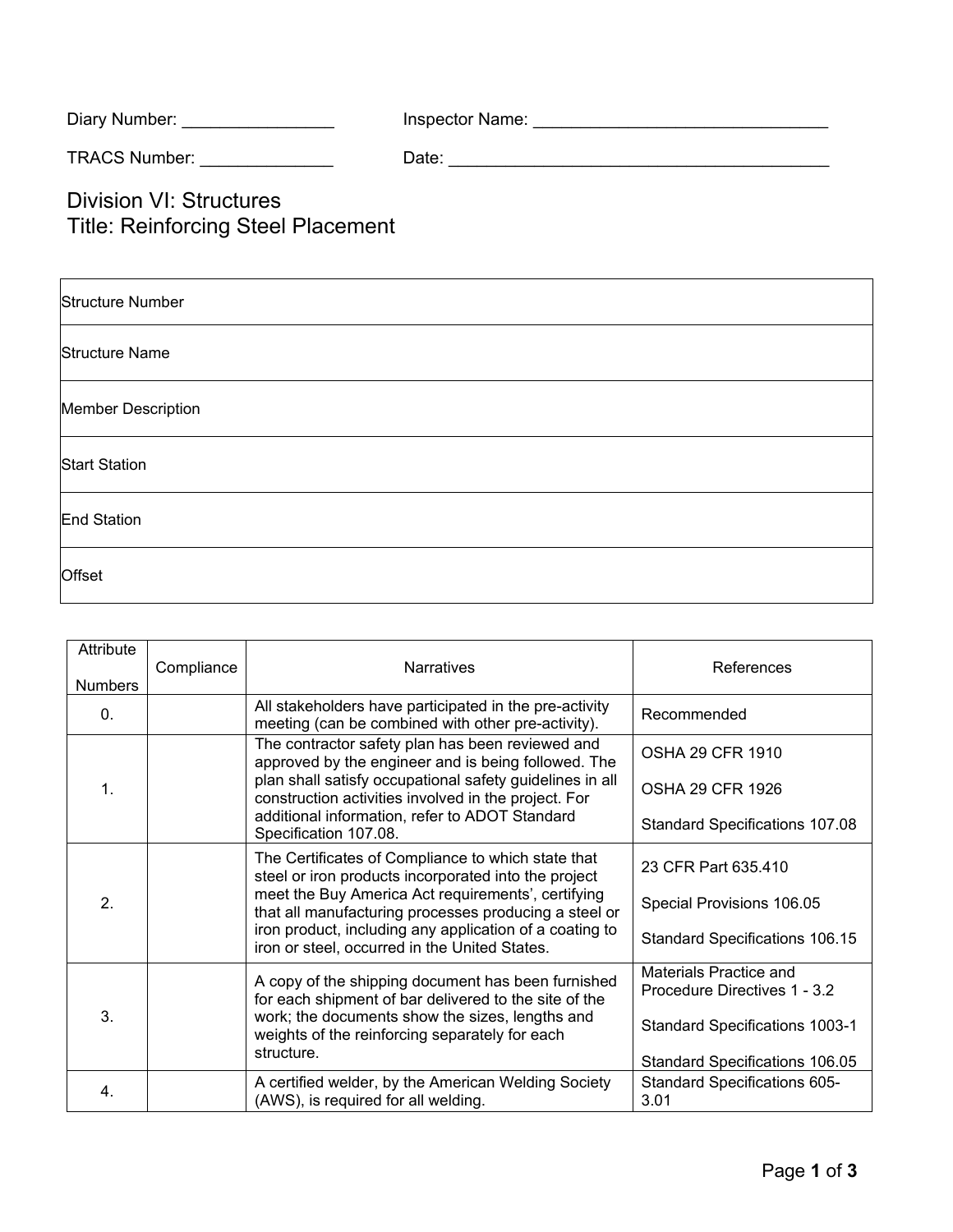Diary Number: ________________ Inspector Name: _______________________________

TRACS Number: ______________ Date: _________________________________________

# Division VI: Structures
# Title: Reinforcing Steel Placement

| Structure Number |
|---|
| Structure Name |
| Member Description |
| Start Station |
| End Station |
| Offset |

| Attribute Numbers | Compliance | Narratives | References |
|---|---|---|---|
| 0. | | All stakeholders have participated in the pre-activity meeting (can be combined with other pre-activity). | Recommended |
| 1. | | The contractor safety plan has been reviewed and approved by the engineer and is being followed. The plan shall satisfy occupational safety guidelines in all construction activities involved in the project. For additional information, refer to ADOT Standard Specification 107.08. | OSHA 29 CFR 1910<br><br>OSHA 29 CFR 1926<br><br>Standard Specifications 107.08 |
| 2. | | The Certificates of Compliance to which state that steel or iron products incorporated into the project meet the Buy America Act requirements', certifying that all manufacturing processes producing a steel or iron product, including any application of a coating to iron or steel, occurred in the United States. | 23 CFR Part 635.410<br><br>Special Provisions 106.05<br><br>Standard Specifications 106.15 |
| 3. | | A copy of the shipping document has been furnished for each shipment of bar delivered to the site of the work; the documents show the sizes, lengths and weights of the reinforcing separately for each structure. | Materials Practice and Procedure Directives 1 - 3.2<br><br>Standard Specifications 1003-1<br><br>Standard Specifications 106.05 |
| 4. | | A certified welder, by the American Welding Society (AWS), is required for all welding. | Standard Specifications 605-3.01 |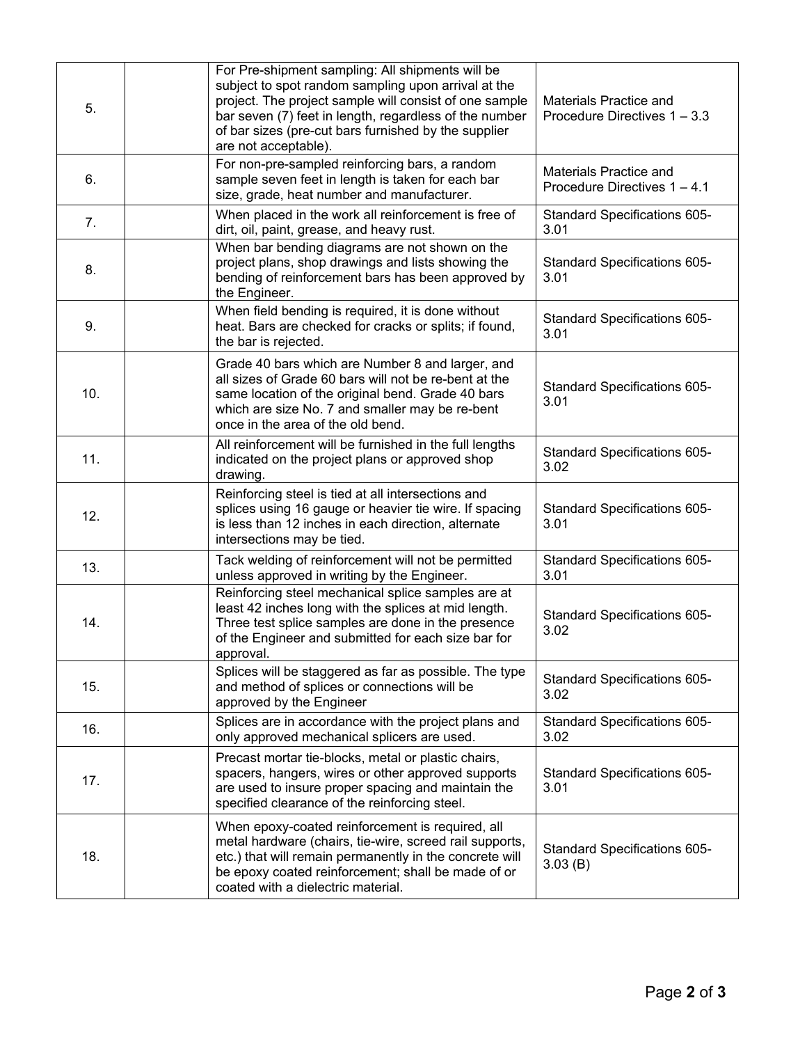| | | | |
|---|---|---|---|
| 5. | | For Pre-shipment sampling: All shipments will be subject to spot random sampling upon arrival at the project. The project sample will consist of one sample bar seven (7) feet in length, regardless of the number of bar sizes (pre-cut bars furnished by the supplier are not acceptable). | Materials Practice and Procedure Directives 1 – 3.3 |
| 6. | | For non-pre-sampled reinforcing bars, a random sample seven feet in length is taken for each bar size, grade, heat number and manufacturer. | Materials Practice and Procedure Directives 1 – 4.1 |
| 7. | | When placed in the work all reinforcement is free of dirt, oil, paint, grease, and heavy rust. | Standard Specifications 605-3.01 |
| 8. | | When bar bending diagrams are not shown on the project plans, shop drawings and lists showing the bending of reinforcement bars has been approved by the Engineer. | Standard Specifications 605-3.01 |
| 9. | | When field bending is required, it is done without heat. Bars are checked for cracks or splits; if found, the bar is rejected. | Standard Specifications 605-3.01 |
| 10. | | Grade 40 bars which are Number 8 and larger, and all sizes of Grade 60 bars will not be re-bent at the same location of the original bend. Grade 40 bars which are size No. 7 and smaller may be re-bent once in the area of the old bend. | Standard Specifications 605-3.01 |
| 11. | | All reinforcement will be furnished in the full lengths indicated on the project plans or approved shop drawing. | Standard Specifications 605-3.02 |
| 12. | | Reinforcing steel is tied at all intersections and splices using 16 gauge or heavier tie wire. If spacing is less than 12 inches in each direction, alternate intersections may be tied. | Standard Specifications 605-3.01 |
| 13. | | Tack welding of reinforcement will not be permitted unless approved in writing by the Engineer. | Standard Specifications 605-3.01 |
| 14. | | Reinforcing steel mechanical splice samples are at least 42 inches long with the splices at mid length. Three test splice samples are done in the presence of the Engineer and submitted for each size bar for approval. | Standard Specifications 605-3.02 |
| 15. | | Splices will be staggered as far as possible. The type and method of splices or connections will be approved by the Engineer | Standard Specifications 605-3.02 |
| 16. | | Splices are in accordance with the project plans and only approved mechanical splicers are used. | Standard Specifications 605-3.02 |
| 17. | | Precast mortar tie-blocks, metal or plastic chairs, spacers, hangers, wires or other approved supports are used to insure proper spacing and maintain the specified clearance of the reinforcing steel. | Standard Specifications 605-3.01 |
| 18. | | When epoxy-coated reinforcement is required, all metal hardware (chairs, tie-wire, screed rail supports, etc.) that will remain permanently in the concrete will be epoxy coated reinforcement; shall be made of or coated with a dielectric material. | Standard Specifications 605-3.03 (B) |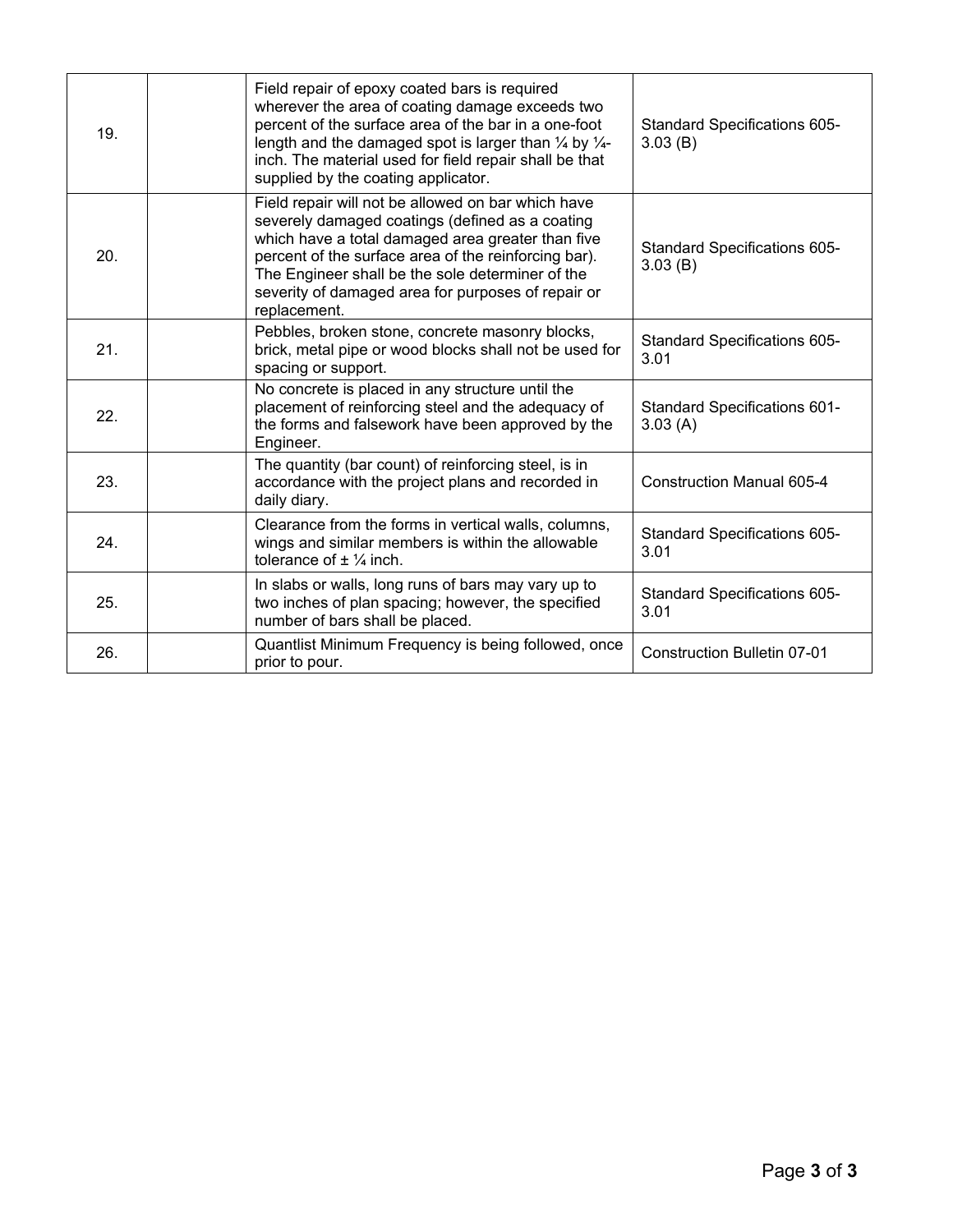| | | | |
|---|---|---|---|
| 19. | | Field repair of epoxy coated bars is required wherever the area of coating damage exceeds two percent of the surface area of the bar in a one-foot length and the damaged spot is larger than ¼ by ¼-inch. The material used for field repair shall be that supplied by the coating applicator. | Standard Specifications 605-3.03 (B) |
| 20. | | Field repair will not be allowed on bar which have severely damaged coatings (defined as a coating which have a total damaged area greater than five percent of the surface area of the reinforcing bar). The Engineer shall be the sole determiner of the severity of damaged area for purposes of repair or replacement. | Standard Specifications 605-3.03 (B) |
| 21. | | Pebbles, broken stone, concrete masonry blocks, brick, metal pipe or wood blocks shall not be used for spacing or support. | Standard Specifications 605-3.01 |
| 22. | | No concrete is placed in any structure until the placement of reinforcing steel and the adequacy of the forms and falsework have been approved by the Engineer. | Standard Specifications 601-3.03 (A) |
| 23. | | The quantity (bar count) of reinforcing steel, is in accordance with the project plans and recorded in daily diary. | Construction Manual 605-4 |
| 24. | | Clearance from the forms in vertical walls, columns, wings and similar members is within the allowable tolerance of ± ¼ inch. | Standard Specifications 605-3.01 |
| 25. | | In slabs or walls, long runs of bars may vary up to two inches of plan spacing; however, the specified number of bars shall be placed. | Standard Specifications 605-3.01 |
| 26. | | Quantlist Minimum Frequency is being followed, once prior to pour. | Construction Bulletin 07-01 |